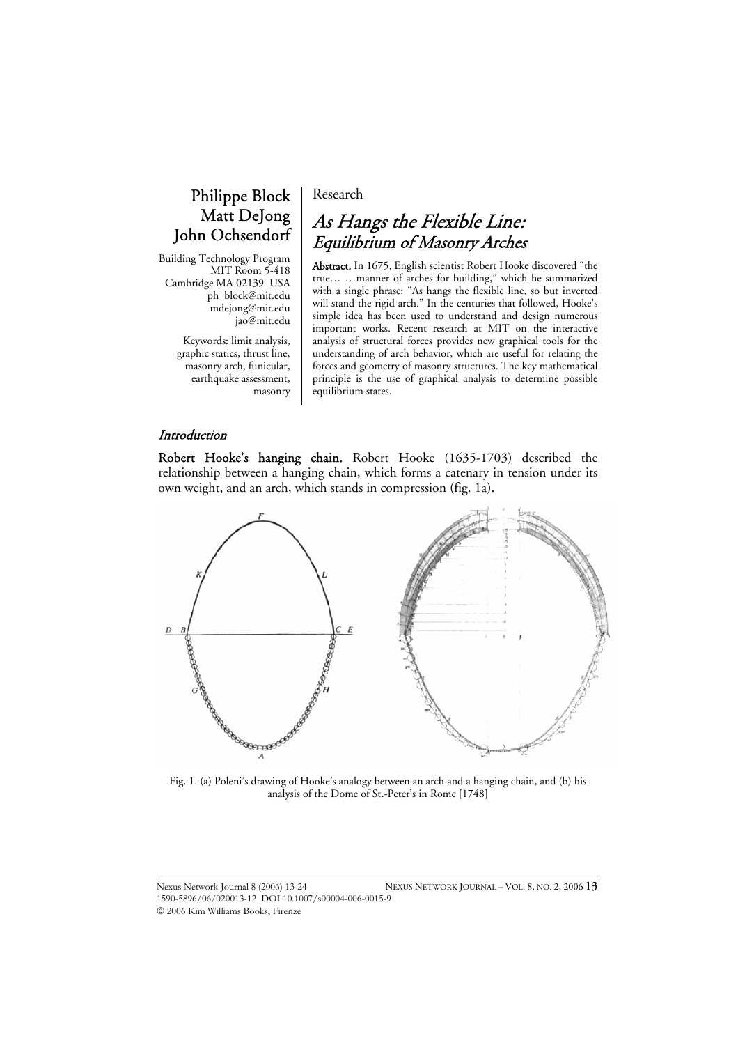Philippe Block
Matt DeJong
John Ochsendorf

Building Technology Program
MIT Room 5-418
Cambridge MA 02139 USA
ph_block@mit.edu
mdejong@mit.edu
jao@mit.edu

Keywords: limit analysis, graphic statics, thrust line, masonry arch, funicular, earthquake assessment, masonry

Research

# *As Hangs the Flexible Line: Equilibrium of Masonry Arches*

**Abstract.** In 1675, English scientist Robert Hooke discovered "the true… …manner of arches for building," which he summarized with a single phrase: "As hangs the flexible line, so but inverted will stand the rigid arch." In the centuries that followed, Hooke's simple idea has been used to understand and design numerous important works. Recent research at MIT on the interactive analysis of structural forces provides new graphical tools for the understanding of arch behavior, which are useful for relating the forces and geometry of masonry structures. The key mathematical principle is the use of graphical analysis to determine possible equilibrium states.

## *Introduction*

**Robert Hooke's hanging chain.** Robert Hooke (1635-1703) described the relationship between a hanging chain, which forms a catenary in tension under its own weight, and an arch, which stands in compression (fig. 1a).

Fig. 1. (a) Poleni's drawing of Hooke's analogy between an arch and a hanging chain, and (b) his analysis of the Dome of St.-Peter's in Rome [1748]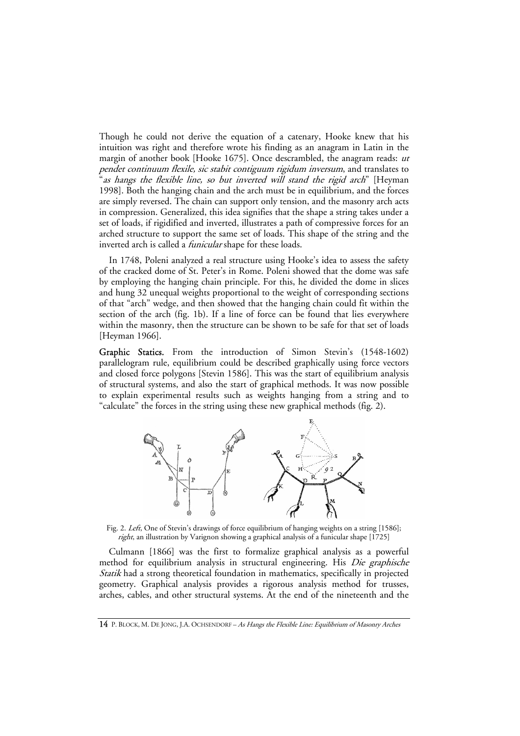Though he could not derive the equation of a catenary, Hooke knew that his intuition was right and therefore wrote his finding as an anagram in Latin in the margin of another book [Hooke 1675]. Once descrambled, the anagram reads: *ut pendet continuum flexile, sic stabit contiguum rigidum inversum*, and translates to "*as hangs the flexible line, so but inverted will stand the rigid arch*" [Heyman 1998]. Both the hanging chain and the arch must be in equilibrium, and the forces are simply reversed. The chain can support only tension, and the masonry arch acts in compression. Generalized, this idea signifies that the shape a string takes under a set of loads, if rigidified and inverted, illustrates a path of compressive forces for an arched structure to support the same set of loads. This shape of the string and the inverted arch is called a *funicular* shape for these loads.

In 1748, Poleni analyzed a real structure using Hooke's idea to assess the safety of the cracked dome of St. Peter's in Rome. Poleni showed that the dome was safe by employing the hanging chain principle. For this, he divided the dome in slices and hung 32 unequal weights proportional to the weight of corresponding sections of that "arch" wedge, and then showed that the hanging chain could fit within the section of the arch (fig. 1b). If a line of force can be found that lies everywhere within the masonry, then the structure can be shown to be safe for that set of loads [Heyman 1966].

**Graphic Statics.** From the introduction of Simon Stevin's (1548-1602) parallelogram rule, equilibrium could be described graphically using force vectors and closed force polygons [Stevin 1586]. This was the start of equilibrium analysis of structural systems, and also the start of graphical methods. It was now possible to explain experimental results such as weights hanging from a string and to "calculate" the forces in the string using these new graphical methods (fig. 2).

Fig. 2. *Left*, One of Stevin's drawings of force equilibrium of hanging weights on a string [1586]; *right*, an illustration by Varignon showing a graphical analysis of a funicular shape [1725]

Culmann [1866] was the first to formalize graphical analysis as a powerful method for equilibrium analysis in structural engineering. His *Die graphische Statik* had a strong theoretical foundation in mathematics, specifically in projected geometry. Graphical analysis provides a rigorous analysis method for trusses, arches, cables, and other structural systems. At the end of the nineteenth and the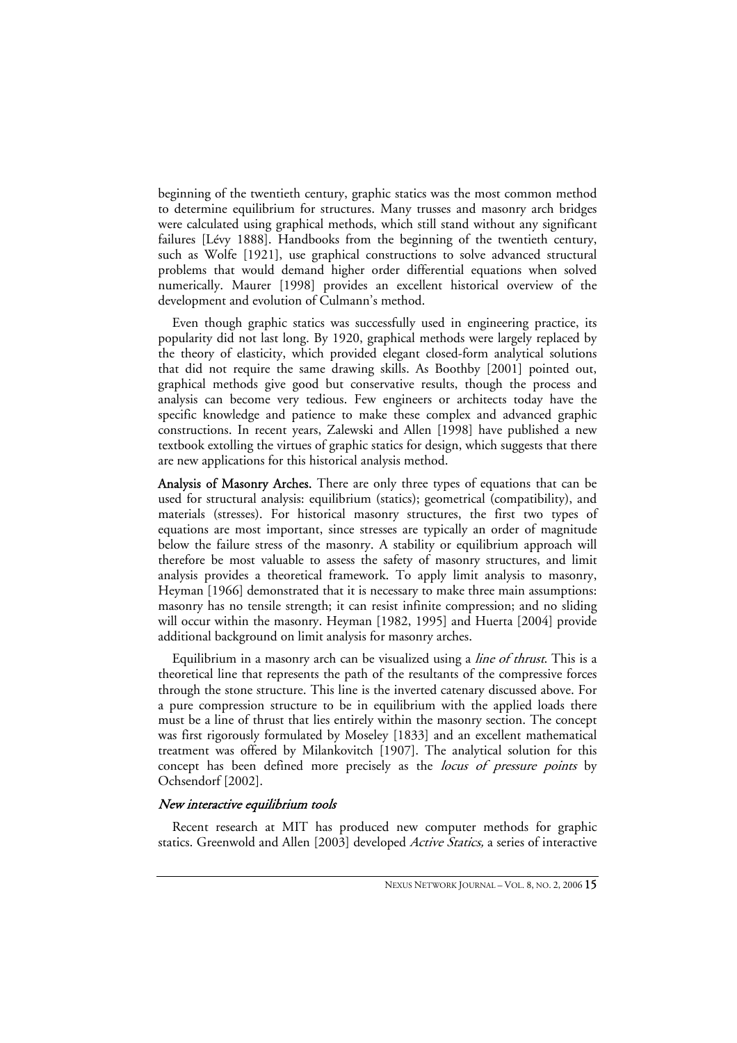beginning of the twentieth century, graphic statics was the most common method to determine equilibrium for structures. Many trusses and masonry arch bridges were calculated using graphical methods, which still stand without any significant failures [Lévy 1888]. Handbooks from the beginning of the twentieth century, such as Wolfe [1921], use graphical constructions to solve advanced structural problems that would demand higher order differential equations when solved numerically. Maurer [1998] provides an excellent historical overview of the development and evolution of Culmann's method.

Even though graphic statics was successfully used in engineering practice, its popularity did not last long. By 1920, graphical methods were largely replaced by the theory of elasticity, which provided elegant closed-form analytical solutions that did not require the same drawing skills. As Boothby [2001] pointed out, graphical methods give good but conservative results, though the process and analysis can become very tedious. Few engineers or architects today have the specific knowledge and patience to make these complex and advanced graphic constructions. In recent years, Zalewski and Allen [1998] have published a new textbook extolling the virtues of graphic statics for design, which suggests that there are new applications for this historical analysis method.

**Analysis of Masonry Arches.** There are only three types of equations that can be used for structural analysis: equilibrium (statics); geometrical (compatibility), and materials (stresses). For historical masonry structures, the first two types of equations are most important, since stresses are typically an order of magnitude below the failure stress of the masonry. A stability or equilibrium approach will therefore be most valuable to assess the safety of masonry structures, and limit analysis provides a theoretical framework. To apply limit analysis to masonry, Heyman [1966] demonstrated that it is necessary to make three main assumptions: masonry has no tensile strength; it can resist infinite compression; and no sliding will occur within the masonry. Heyman [1982, 1995] and Huerta [2004] provide additional background on limit analysis for masonry arches.

Equilibrium in a masonry arch can be visualized using a *line of thrust*. This is a theoretical line that represents the path of the resultants of the compressive forces through the stone structure. This line is the inverted catenary discussed above. For a pure compression structure to be in equilibrium with the applied loads there must be a line of thrust that lies entirely within the masonry section. The concept was first rigorously formulated by Moseley [1833] and an excellent mathematical treatment was offered by Milankovitch [1907]. The analytical solution for this concept has been defined more precisely as the *locus of pressure points* by Ochsendorf [2002].

### *New interactive equilibrium tools*

Recent research at MIT has produced new computer methods for graphic statics. Greenwold and Allen [2003] developed *Active Statics,* a series of interactive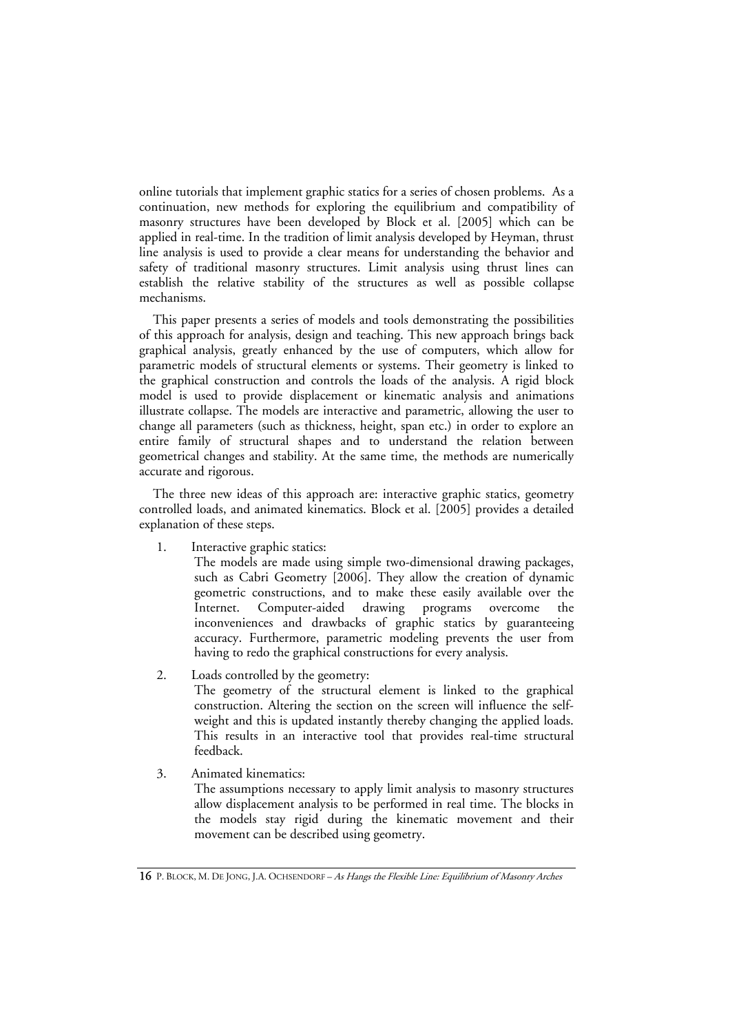online tutorials that implement graphic statics for a series of chosen problems. As a continuation, new methods for exploring the equilibrium and compatibility of masonry structures have been developed by Block et al. [2005] which can be applied in real-time. In the tradition of limit analysis developed by Heyman, thrust line analysis is used to provide a clear means for understanding the behavior and safety of traditional masonry structures. Limit analysis using thrust lines can establish the relative stability of the structures as well as possible collapse mechanisms.

This paper presents a series of models and tools demonstrating the possibilities of this approach for analysis, design and teaching. This new approach brings back graphical analysis, greatly enhanced by the use of computers, which allow for parametric models of structural elements or systems. Their geometry is linked to the graphical construction and controls the loads of the analysis. A rigid block model is used to provide displacement or kinematic analysis and animations illustrate collapse. The models are interactive and parametric, allowing the user to change all parameters (such as thickness, height, span etc.) in order to explore an entire family of structural shapes and to understand the relation between geometrical changes and stability. At the same time, the methods are numerically accurate and rigorous.

The three new ideas of this approach are: interactive graphic statics, geometry controlled loads, and animated kinematics. Block et al. [2005] provides a detailed explanation of these steps.

1. Interactive graphic statics:
   The models are made using simple two-dimensional drawing packages, such as Cabri Geometry [2006]. They allow the creation of dynamic geometric constructions, and to make these easily available over the Internet. Computer-aided drawing programs overcome the inconveniences and drawbacks of graphic statics by guaranteeing accuracy. Furthermore, parametric modeling prevents the user from having to redo the graphical constructions for every analysis.

2. Loads controlled by the geometry:
   The geometry of the structural element is linked to the graphical construction. Altering the section on the screen will influence the self-weight and this is updated instantly thereby changing the applied loads. This results in an interactive tool that provides real-time structural feedback.

3. Animated kinematics:
   The assumptions necessary to apply limit analysis to masonry structures allow displacement analysis to be performed in real time. The blocks in the models stay rigid during the kinematic movement and their movement can be described using geometry.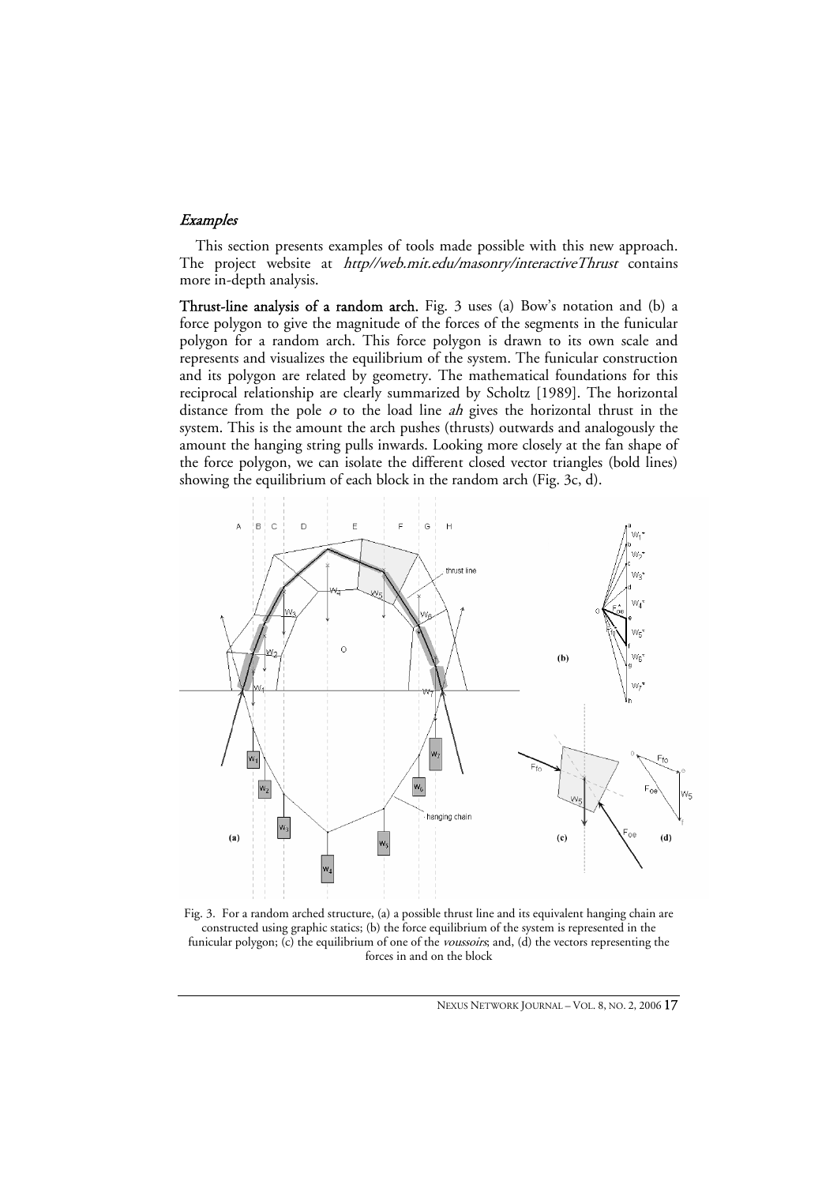### *Examples*

This section presents examples of tools made possible with this new approach. The project website at *http//web.mit.edu/masonry/interactiveThrust* contains more in-depth analysis.

**Thrust-line analysis of a random arch.** Fig. 3 uses (a) Bow's notation and (b) a force polygon to give the magnitude of the forces of the segments in the funicular polygon for a random arch. This force polygon is drawn to its own scale and represents and visualizes the equilibrium of the system. The funicular construction and its polygon are related by geometry. The mathematical foundations for this reciprocal relationship are clearly summarized by Scholtz [1989]. The horizontal distance from the pole *o* to the load line *ah* gives the horizontal thrust in the system. This is the amount the arch pushes (thrusts) outwards and analogously the amount the hanging string pulls inwards. Looking more closely at the fan shape of the force polygon, we can isolate the different closed vector triangles (bold lines) showing the equilibrium of each block in the random arch (Fig. 3c, d).

Fig. 3. For a random arched structure, (a) a possible thrust line and its equivalent hanging chain are constructed using graphic statics; (b) the force equilibrium of the system is represented in the funicular polygon; (c) the equilibrium of one of the *voussoirs*; and, (d) the vectors representing the forces in and on the block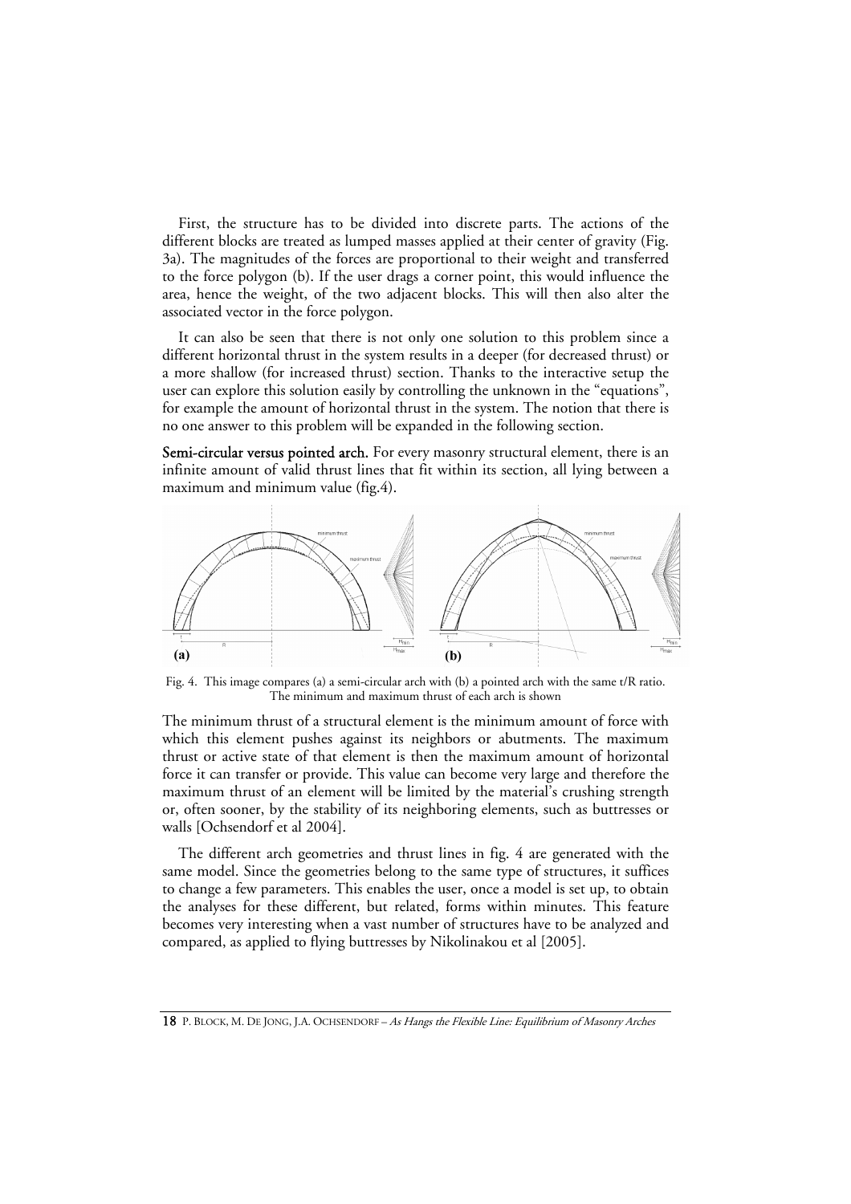First, the structure has to be divided into discrete parts. The actions of the different blocks are treated as lumped masses applied at their center of gravity (Fig. 3a). The magnitudes of the forces are proportional to their weight and transferred to the force polygon (b). If the user drags a corner point, this would influence the area, hence the weight, of the two adjacent blocks. This will then also alter the associated vector in the force polygon.

It can also be seen that there is not only one solution to this problem since a different horizontal thrust in the system results in a deeper (for decreased thrust) or a more shallow (for increased thrust) section. Thanks to the interactive setup the user can explore this solution easily by controlling the unknown in the "equations", for example the amount of horizontal thrust in the system. The notion that there is no one answer to this problem will be expanded in the following section.

**Semi-circular versus pointed arch.** For every masonry structural element, there is an infinite amount of valid thrust lines that fit within its section, all lying between a maximum and minimum value (fig.4).

Fig. 4. This image compares (a) a semi-circular arch with (b) a pointed arch with the same t/R ratio. The minimum and maximum thrust of each arch is shown

The minimum thrust of a structural element is the minimum amount of force with which this element pushes against its neighbors or abutments. The maximum thrust or active state of that element is then the maximum amount of horizontal force it can transfer or provide. This value can become very large and therefore the maximum thrust of an element will be limited by the material's crushing strength or, often sooner, by the stability of its neighboring elements, such as buttresses or walls [Ochsendorf et al 2004].

The different arch geometries and thrust lines in fig. 4 are generated with the same model. Since the geometries belong to the same type of structures, it suffices to change a few parameters. This enables the user, once a model is set up, to obtain the analyses for these different, but related, forms within minutes. This feature becomes very interesting when a vast number of structures have to be analyzed and compared, as applied to flying buttresses by Nikolinakou et al [2005].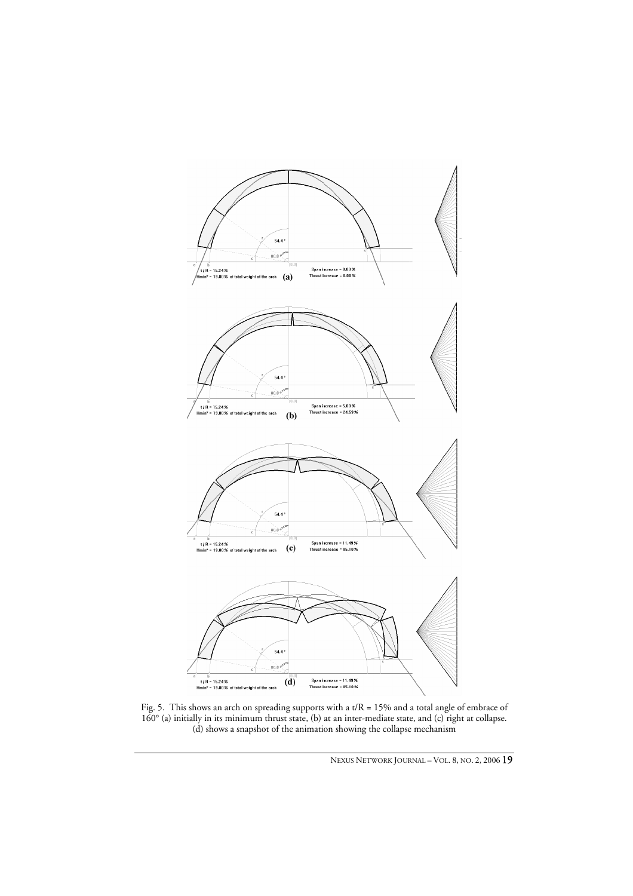Fig. 5. This shows an arch on spreading supports with a t/R = 15% and a total angle of embrace of 160° (a) initially in its minimum thrust state, (b) at an inter-mediate state, and (c) right at collapse. (d) shows a snapshot of the animation showing the collapse mechanism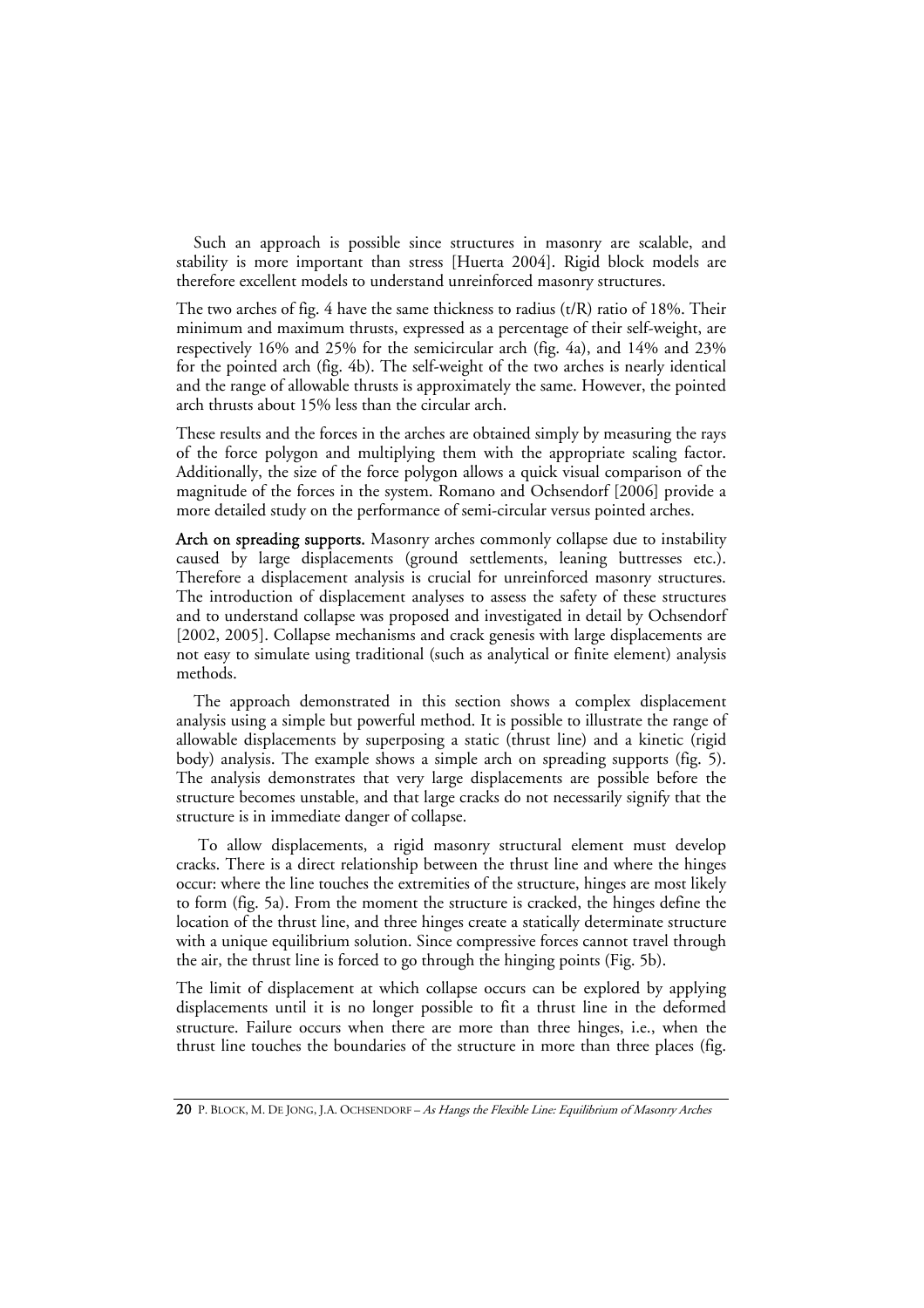Such an approach is possible since structures in masonry are scalable, and stability is more important than stress [Huerta 2004]. Rigid block models are therefore excellent models to understand unreinforced masonry structures.

The two arches of fig. 4 have the same thickness to radius (t/R) ratio of 18%. Their minimum and maximum thrusts, expressed as a percentage of their self-weight, are respectively 16% and 25% for the semicircular arch (fig. 4a), and 14% and 23% for the pointed arch (fig. 4b). The self-weight of the two arches is nearly identical and the range of allowable thrusts is approximately the same. However, the pointed arch thrusts about 15% less than the circular arch.

These results and the forces in the arches are obtained simply by measuring the rays of the force polygon and multiplying them with the appropriate scaling factor. Additionally, the size of the force polygon allows a quick visual comparison of the magnitude of the forces in the system. Romano and Ochsendorf [2006] provide a more detailed study on the performance of semi-circular versus pointed arches.

**Arch on spreading supports.** Masonry arches commonly collapse due to instability caused by large displacements (ground settlements, leaning buttresses etc.). Therefore a displacement analysis is crucial for unreinforced masonry structures. The introduction of displacement analyses to assess the safety of these structures and to understand collapse was proposed and investigated in detail by Ochsendorf [2002, 2005]. Collapse mechanisms and crack genesis with large displacements are not easy to simulate using traditional (such as analytical or finite element) analysis methods.

The approach demonstrated in this section shows a complex displacement analysis using a simple but powerful method. It is possible to illustrate the range of allowable displacements by superposing a static (thrust line) and a kinetic (rigid body) analysis. The example shows a simple arch on spreading supports (fig. 5). The analysis demonstrates that very large displacements are possible before the structure becomes unstable, and that large cracks do not necessarily signify that the structure is in immediate danger of collapse.

To allow displacements, a rigid masonry structural element must develop cracks. There is a direct relationship between the thrust line and where the hinges occur: where the line touches the extremities of the structure, hinges are most likely to form (fig. 5a). From the moment the structure is cracked, the hinges define the location of the thrust line, and three hinges create a statically determinate structure with a unique equilibrium solution. Since compressive forces cannot travel through the air, the thrust line is forced to go through the hinging points (Fig. 5b).

The limit of displacement at which collapse occurs can be explored by applying displacements until it is no longer possible to fit a thrust line in the deformed structure. Failure occurs when there are more than three hinges, i.e., when the thrust line touches the boundaries of the structure in more than three places (fig.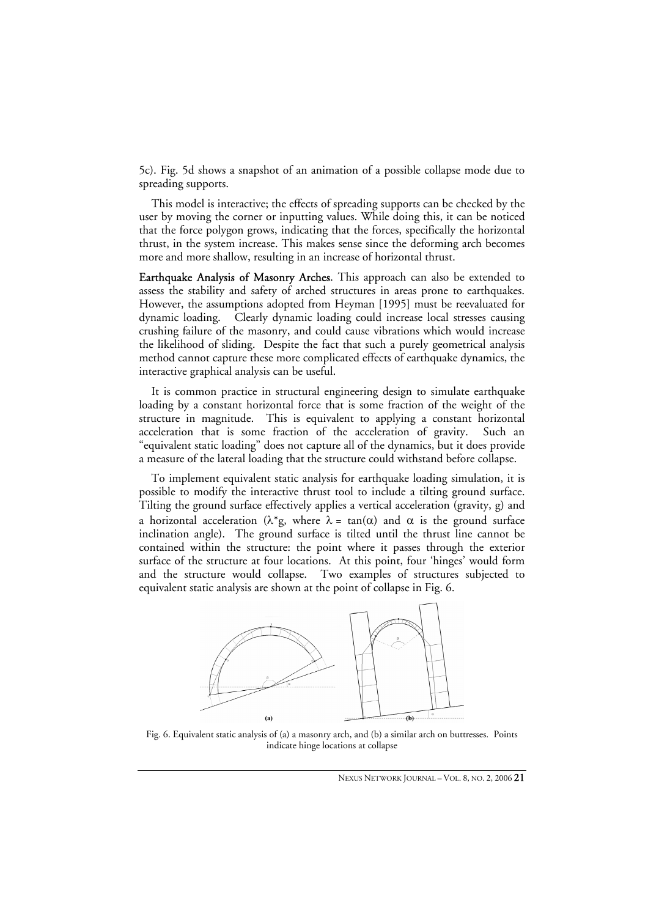5c). Fig. 5d shows a snapshot of an animation of a possible collapse mode due to spreading supports.

This model is interactive; the effects of spreading supports can be checked by the user by moving the corner or inputting values. While doing this, it can be noticed that the force polygon grows, indicating that the forces, specifically the horizontal thrust, in the system increase. This makes sense since the deforming arch becomes more and more shallow, resulting in an increase of horizontal thrust.

**Earthquake Analysis of Masonry Arches**. This approach can also be extended to assess the stability and safety of arched structures in areas prone to earthquakes. However, the assumptions adopted from Heyman [1995] must be reevaluated for dynamic loading. Clearly dynamic loading could increase local stresses causing crushing failure of the masonry, and could cause vibrations which would increase the likelihood of sliding. Despite the fact that such a purely geometrical analysis method cannot capture these more complicated effects of earthquake dynamics, the interactive graphical analysis can be useful.

It is common practice in structural engineering design to simulate earthquake loading by a constant horizontal force that is some fraction of the weight of the structure in magnitude. This is equivalent to applying a constant horizontal acceleration that is some fraction of the acceleration of gravity. Such an "equivalent static loading" does not capture all of the dynamics, but it does provide a measure of the lateral loading that the structure could withstand before collapse.

To implement equivalent static analysis for earthquake loading simulation, it is possible to modify the interactive thrust tool to include a tilting ground surface. Tilting the ground surface effectively applies a vertical acceleration (gravity, g) and a horizontal acceleration ($\lambda$*g, where $\lambda = \tan(\alpha)$ and $\alpha$ is the ground surface inclination angle). The ground surface is tilted until the thrust line cannot be contained within the structure: the point where it passes through the exterior surface of the structure at four locations. At this point, four 'hinges' would form and the structure would collapse. Two examples of structures subjected to equivalent static analysis are shown at the point of collapse in Fig. 6.

Fig. 6. Equivalent static analysis of (a) a masonry arch, and (b) a similar arch on buttresses. Points indicate hinge locations at collapse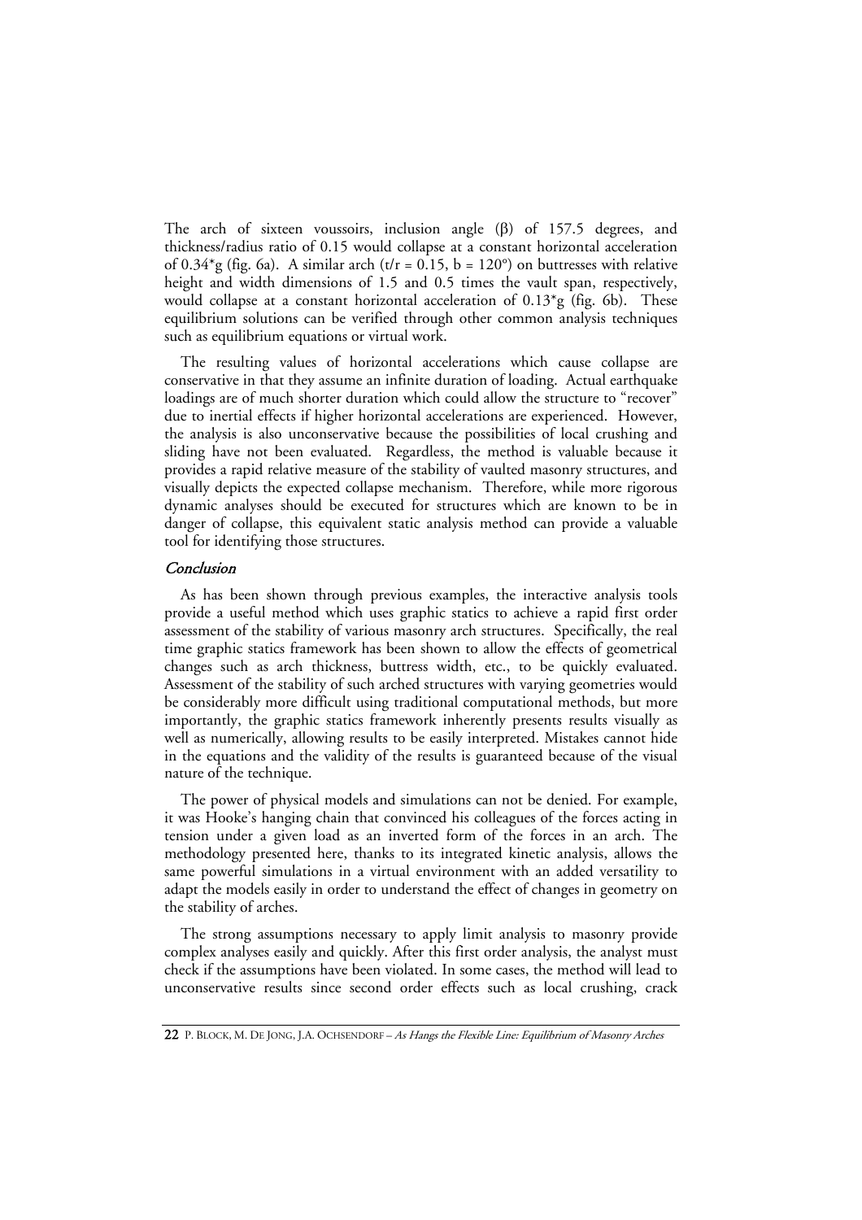The arch of sixteen voussoirs, inclusion angle ($\beta$) of 157.5 degrees, and thickness/radius ratio of 0.15 would collapse at a constant horizontal acceleration of 0.34*g (fig. 6a). A similar arch (t/r = 0.15, b = 120°) on buttresses with relative height and width dimensions of 1.5 and 0.5 times the vault span, respectively, would collapse at a constant horizontal acceleration of 0.13*g (fig. 6b). These equilibrium solutions can be verified through other common analysis techniques such as equilibrium equations or virtual work.

The resulting values of horizontal accelerations which cause collapse are conservative in that they assume an infinite duration of loading. Actual earthquake loadings are of much shorter duration which could allow the structure to "recover" due to inertial effects if higher horizontal accelerations are experienced. However, the analysis is also unconservative because the possibilities of local crushing and sliding have not been evaluated. Regardless, the method is valuable because it provides a rapid relative measure of the stability of vaulted masonry structures, and visually depicts the expected collapse mechanism. Therefore, while more rigorous dynamic analyses should be executed for structures which are known to be in danger of collapse, this equivalent static analysis method can provide a valuable tool for identifying those structures.

### *Conclusion*

As has been shown through previous examples, the interactive analysis tools provide a useful method which uses graphic statics to achieve a rapid first order assessment of the stability of various masonry arch structures. Specifically, the real time graphic statics framework has been shown to allow the effects of geometrical changes such as arch thickness, buttress width, etc., to be quickly evaluated. Assessment of the stability of such arched structures with varying geometries would be considerably more difficult using traditional computational methods, but more importantly, the graphic statics framework inherently presents results visually as well as numerically, allowing results to be easily interpreted. Mistakes cannot hide in the equations and the validity of the results is guaranteed because of the visual nature of the technique.

The power of physical models and simulations can not be denied. For example, it was Hooke's hanging chain that convinced his colleagues of the forces acting in tension under a given load as an inverted form of the forces in an arch. The methodology presented here, thanks to its integrated kinetic analysis, allows the same powerful simulations in a virtual environment with an added versatility to adapt the models easily in order to understand the effect of changes in geometry on the stability of arches.

The strong assumptions necessary to apply limit analysis to masonry provide complex analyses easily and quickly. After this first order analysis, the analyst must check if the assumptions have been violated. In some cases, the method will lead to unconservative results since second order effects such as local crushing, crack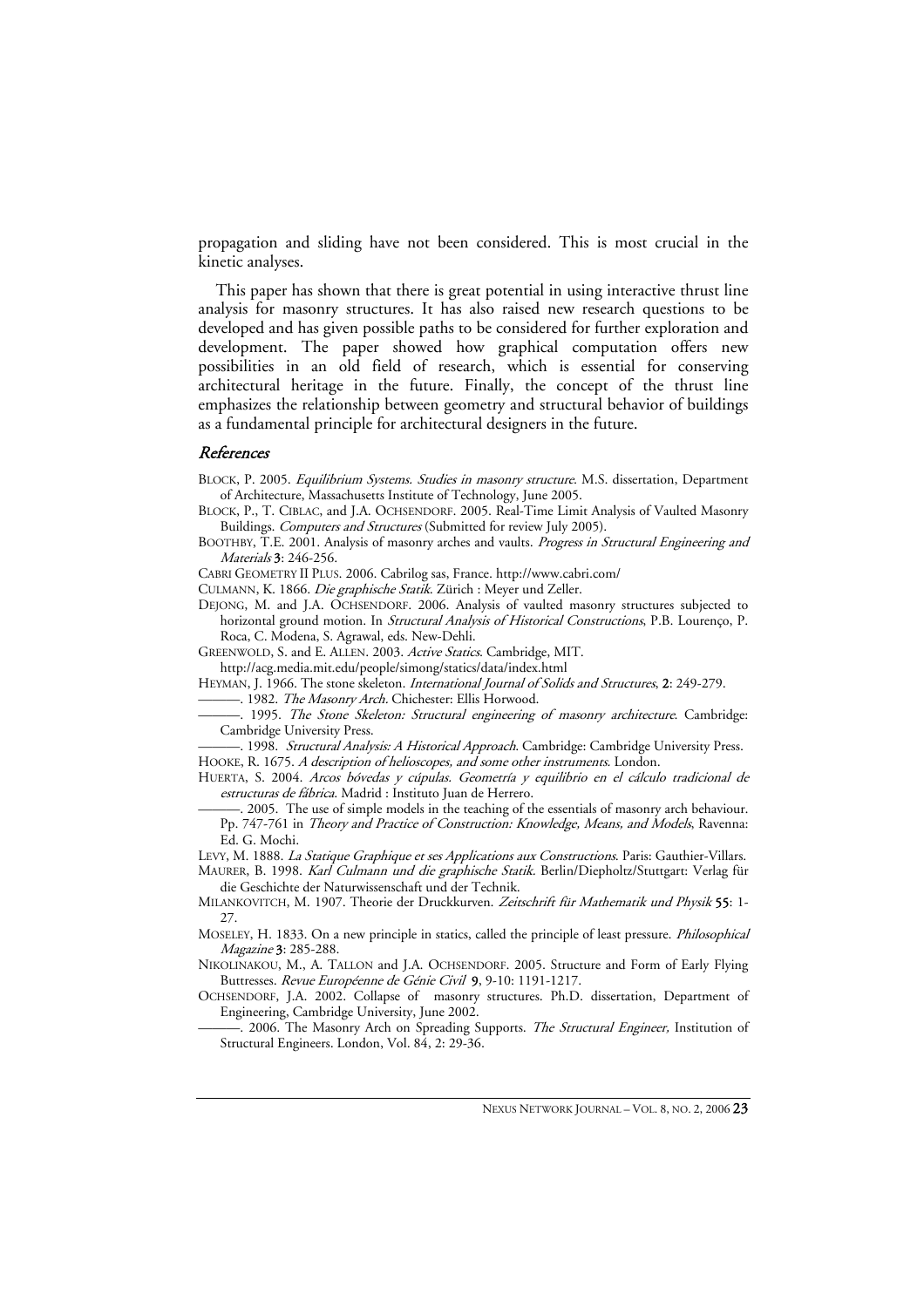propagation and sliding have not been considered. This is most crucial in the kinetic analyses.

This paper has shown that there is great potential in using interactive thrust line analysis for masonry structures. It has also raised new research questions to be developed and has given possible paths to be considered for further exploration and development. The paper showed how graphical computation offers new possibilities in an old field of research, which is essential for conserving architectural heritage in the future. Finally, the concept of the thrust line emphasizes the relationship between geometry and structural behavior of buildings as a fundamental principle for architectural designers in the future.

## References

BLOCK, P. 2005. *Equilibrium Systems. Studies in masonry structure*. M.S. dissertation, Department of Architecture, Massachusetts Institute of Technology, June 2005.

BLOCK, P., T. CIBLAC, and J.A. OCHSENDORF. 2005. Real-Time Limit Analysis of Vaulted Masonry Buildings. *Computers and Structures* (Submitted for review July 2005).

BOOTHBY, T.E. 2001. Analysis of masonry arches and vaults. *Progress in Structural Engineering and Materials* **3**: 246-256.

CABRI GEOMETRY II PLUS. 2006. Cabrilog sas, France. http://www.cabri.com/

CULMANN, K. 1866. *Die graphische Statik*. Zürich : Meyer und Zeller.

DEJONG, M. and J.A. OCHSENDORF. 2006. Analysis of vaulted masonry structures subjected to horizontal ground motion. In *Structural Analysis of Historical Constructions*, P.B. Lourenço, P. Roca, C. Modena, S. Agrawal, eds. New-Dehli.

GREENWOLD, S. and E. ALLEN. 2003. *Active Statics*. Cambridge, MIT. http://acg.media.mit.edu/people/simong/statics/data/index.html

HEYMAN, J. 1966. The stone skeleton. *International Journal of Solids and Structures*, **2**: 249-279.

———. 1982. *The Masonry Arch*. Chichester: Ellis Horwood.

———. 1995. *The Stone Skeleton: Structural engineering of masonry architecture*. Cambridge: Cambridge University Press.

———. 1998. *Structural Analysis: A Historical Approach*. Cambridge: Cambridge University Press.

HOOKE, R. 1675. *A description of helioscopes, and some other instruments*. London.

HUERTA, S. 2004. *Arcos bóvedas y cúpulas. Geometría y equilibrio en el cálculo tradicional de estructuras de fábrica*. Madrid : Instituto Juan de Herrero.

———. 2005. The use of simple models in the teaching of the essentials of masonry arch behaviour. Pp. 747-761 in *Theory and Practice of Construction: Knowledge, Means, and Models*, Ravenna: Ed. G. Mochi.

LEVY, M. 1888. *La Statique Graphique et ses Applications aux Constructions*. Paris: Gauthier-Villars.

MAURER, B. 1998. *Karl Culmann und die graphische Statik*. Berlin/Diepholtz/Stuttgart: Verlag für die Geschichte der Naturwissenschaft und der Technik.

MILANKOVITCH, M. 1907. Theorie der Druckkurven. *Zeitschrift für Mathematik und Physik* **55**: 1-27.

MOSELEY, H. 1833. On a new principle in statics, called the principle of least pressure. *Philosophical Magazine* **3**: 285-288.

NIKOLINAKOU, M., A. TALLON and J.A. OCHSENDORF. 2005. Structure and Form of Early Flying Buttresses. *Revue Européenne de Génie Civil* **9**, 9-10: 1191-1217.

OCHSENDORF, J.A. 2002. Collapse of masonry structures. Ph.D. dissertation, Department of Engineering, Cambridge University, June 2002.

———. 2006. The Masonry Arch on Spreading Supports. *The Structural Engineer,* Institution of Structural Engineers. London, Vol. 84, 2: 29-36.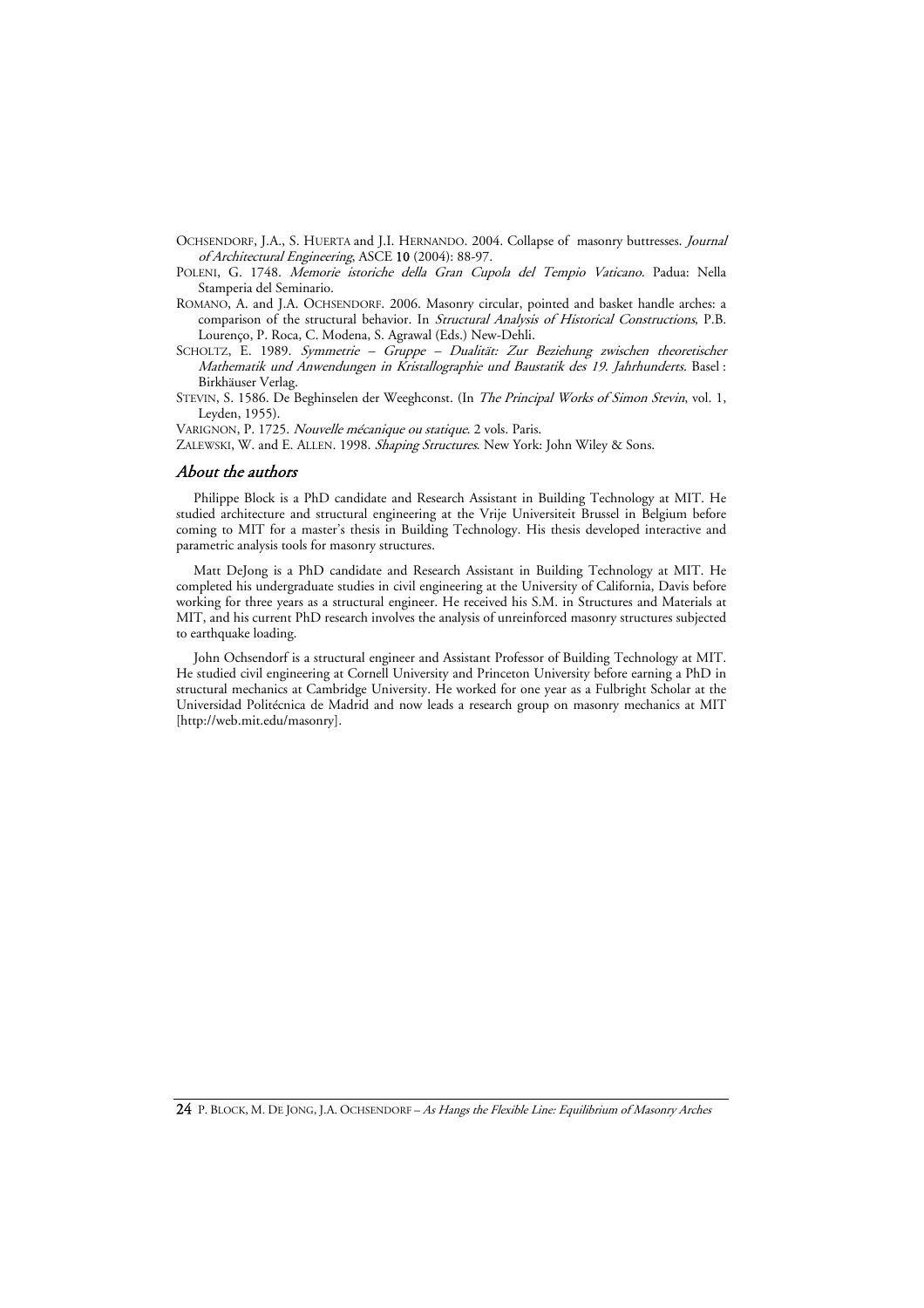OCHSENDORF, J.A., S. HUERTA and J.I. HERNANDO. 2004. Collapse of masonry buttresses. *Journal of Architectural Engineering*, ASCE **10** (2004): 88-97.

POLENI, G. 1748. *Memorie istoriche della Gran Cupola del Tempio Vaticano*. Padua: Nella Stamperia del Seminario.

ROMANO, A. and J.A. OCHSENDORF. 2006. Masonry circular, pointed and basket handle arches: a comparison of the structural behavior. In *Structural Analysis of Historical Constructions*, P.B. Lourenço, P. Roca, C. Modena, S. Agrawal (Eds.) New-Dehli.

SCHOLTZ, E. 1989. *Symmetrie – Gruppe – Dualität: Zur Beziehung zwischen theoretischer Mathematik und Anwendungen in Kristallographie und Baustatik des 19. Jahrhunderts*. Basel : Birkhäuser Verlag.

STEVIN, S. 1586. De Beghinselen der Weeghconst. (In *The Principal Works of Simon Stevin*, vol. 1, Leyden, 1955).

VARIGNON, P. 1725. *Nouvelle mécanique ou statique*. 2 vols. Paris.

ZALEWSKI, W. and E. ALLEN. 1998. *Shaping Structures*. New York: John Wiley & Sons.

## *About the authors*

Philippe Block is a PhD candidate and Research Assistant in Building Technology at MIT. He studied architecture and structural engineering at the Vrije Universiteit Brussel in Belgium before coming to MIT for a master's thesis in Building Technology. His thesis developed interactive and parametric analysis tools for masonry structures.

Matt DeJong is a PhD candidate and Research Assistant in Building Technology at MIT. He completed his undergraduate studies in civil engineering at the University of California, Davis before working for three years as a structural engineer. He received his S.M. in Structures and Materials at MIT, and his current PhD research involves the analysis of unreinforced masonry structures subjected to earthquake loading.

John Ochsendorf is a structural engineer and Assistant Professor of Building Technology at MIT. He studied civil engineering at Cornell University and Princeton University before earning a PhD in structural mechanics at Cambridge University. He worked for one year as a Fulbright Scholar at the Universidad Politécnica de Madrid and now leads a research group on masonry mechanics at MIT [http://web.mit.edu/masonry].